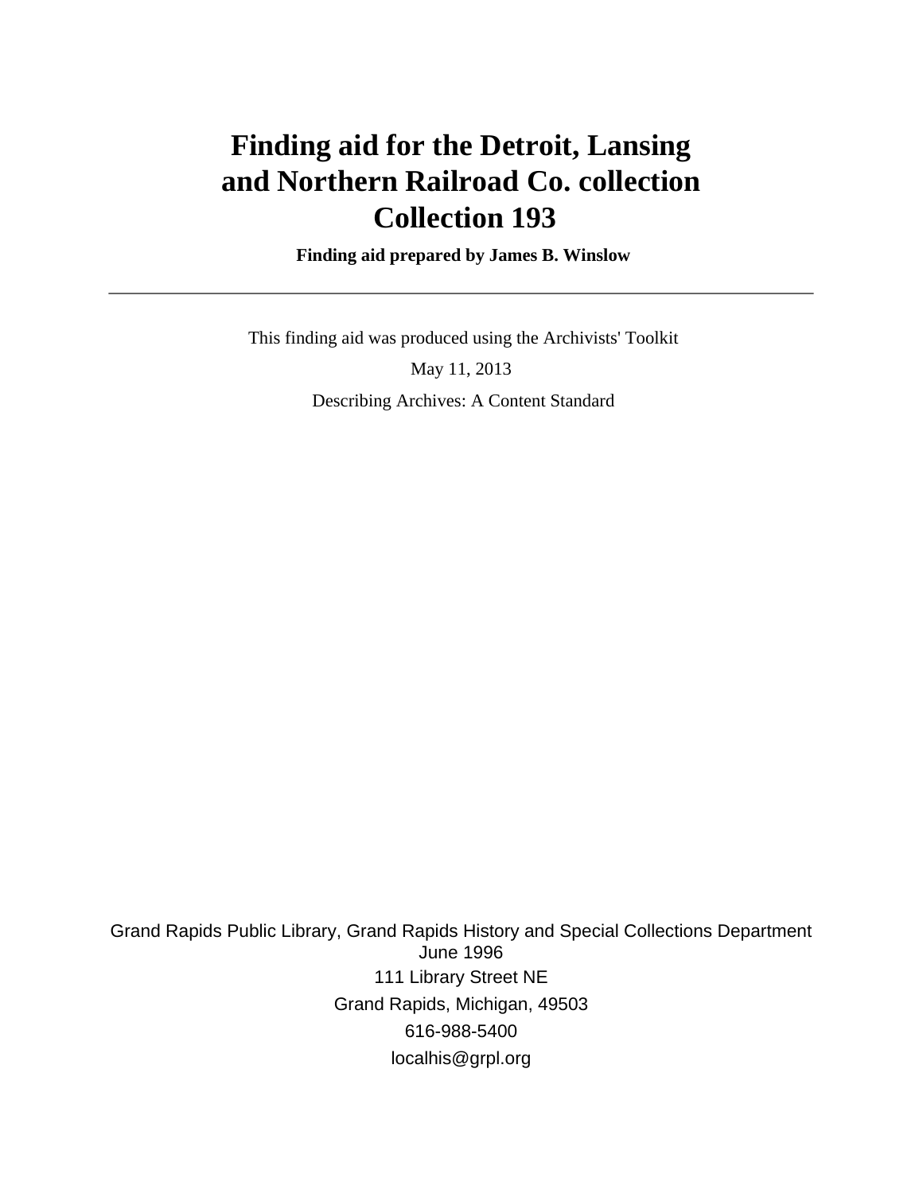# Finding aid for the Detroit, Lansing and Northern Railroad Co. collection
# Collection 193

**Finding aid prepared by James B. Winslow**

---

This finding aid was produced using the Archivists' Toolkit

May 11, 2013

Describing Archives: A Content Standard

Grand Rapids Public Library, Grand Rapids History and Special Collections Department
June 1996

111 Library Street NE

Grand Rapids, Michigan, 49503

616-988-5400

localhis@grpl.org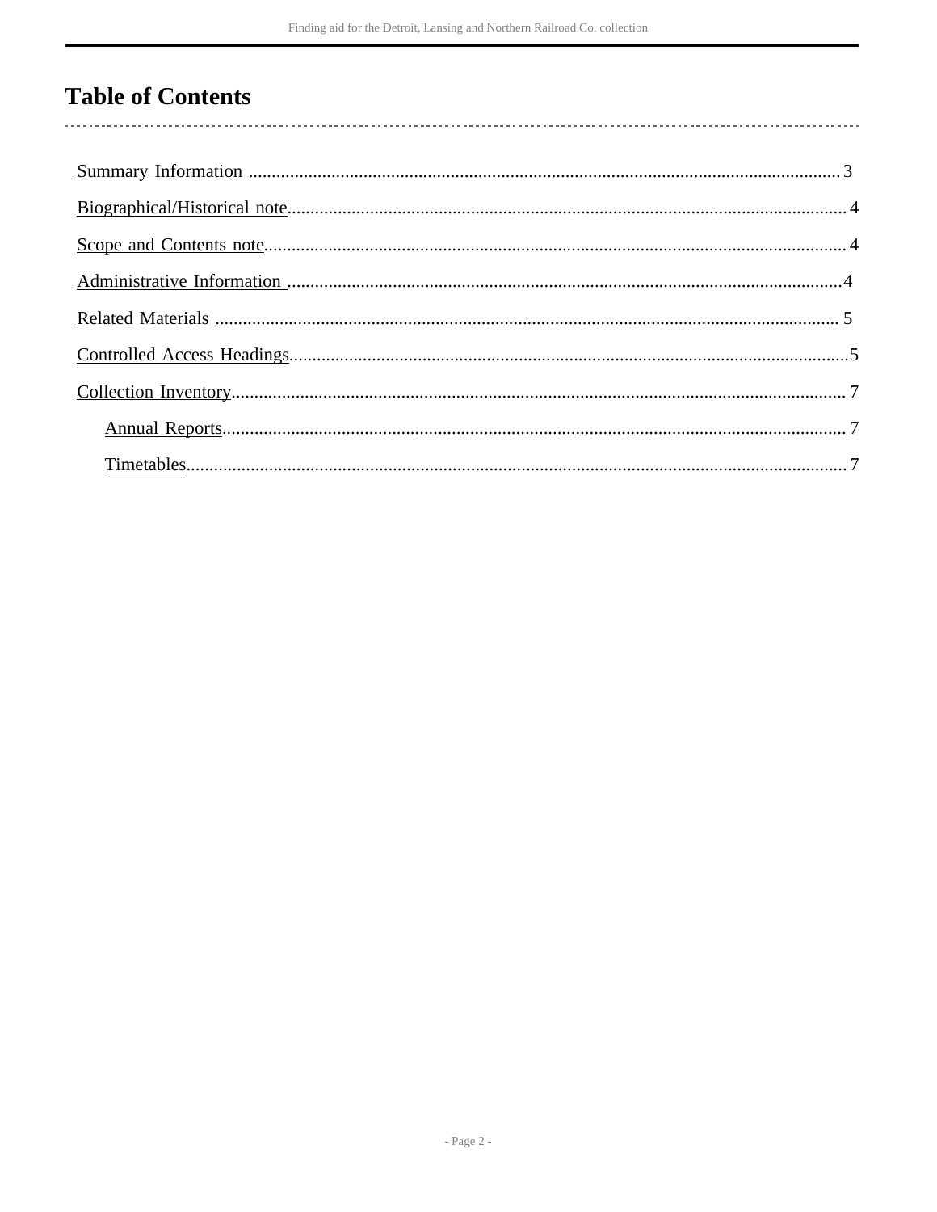# Table of Contents

Summary Information .......... 3

Biographical/Historical note .......... 4

Scope and Contents note .......... 4

Administrative Information .......... 4

Related Materials .......... 5

Controlled Access Headings .......... 5

Collection Inventory .......... 7

- Annual Reports .......... 7
- Timetables .......... 7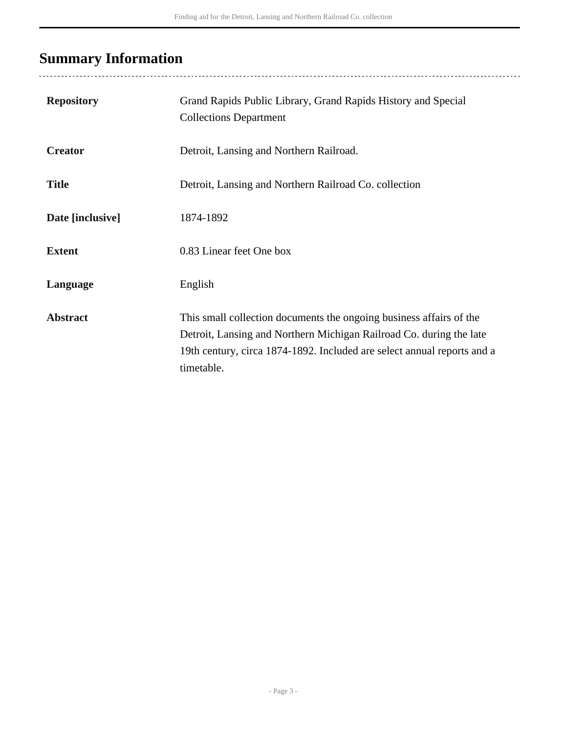## Summary Information

| | |
|---|---|
| **Repository** | Grand Rapids Public Library, Grand Rapids History and Special Collections Department |
| **Creator** | Detroit, Lansing and Northern Railroad. |
| **Title** | Detroit, Lansing and Northern Railroad Co. collection |
| **Date [inclusive]** | 1874-1892 |
| **Extent** | 0.83 Linear feet One box |
| **Language** | English |
| **Abstract** | This small collection documents the ongoing business affairs of the Detroit, Lansing and Northern Michigan Railroad Co. during the late 19th century, circa 1874-1892. Included are select annual reports and a timetable. |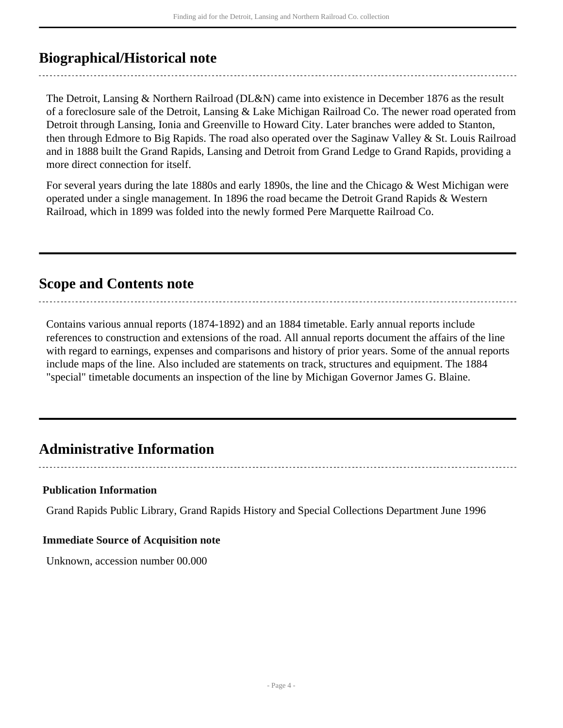## Biographical/Historical note

The Detroit, Lansing & Northern Railroad (DL&N) came into existence in December 1876 as the result of a foreclosure sale of the Detroit, Lansing & Lake Michigan Railroad Co. The newer road operated from Detroit through Lansing, Ionia and Greenville to Howard City. Later branches were added to Stanton, then through Edmore to Big Rapids. The road also operated over the Saginaw Valley & St. Louis Railroad and in 1888 built the Grand Rapids, Lansing and Detroit from Grand Ledge to Grand Rapids, providing a more direct connection for itself.

For several years during the late 1880s and early 1890s, the line and the Chicago & West Michigan were operated under a single management. In 1896 the road became the Detroit Grand Rapids & Western Railroad, which in 1899 was folded into the newly formed Pere Marquette Railroad Co.

## Scope and Contents note

Contains various annual reports (1874-1892) and an 1884 timetable. Early annual reports include references to construction and extensions of the road. All annual reports document the affairs of the line with regard to earnings, expenses and comparisons and history of prior years. Some of the annual reports include maps of the line. Also included are statements on track, structures and equipment. The 1884 "special" timetable documents an inspection of the line by Michigan Governor James G. Blaine.

## Administrative Information

### Publication Information

Grand Rapids Public Library, Grand Rapids History and Special Collections Department June 1996

### Immediate Source of Acquisition note

Unknown, accession number 00.000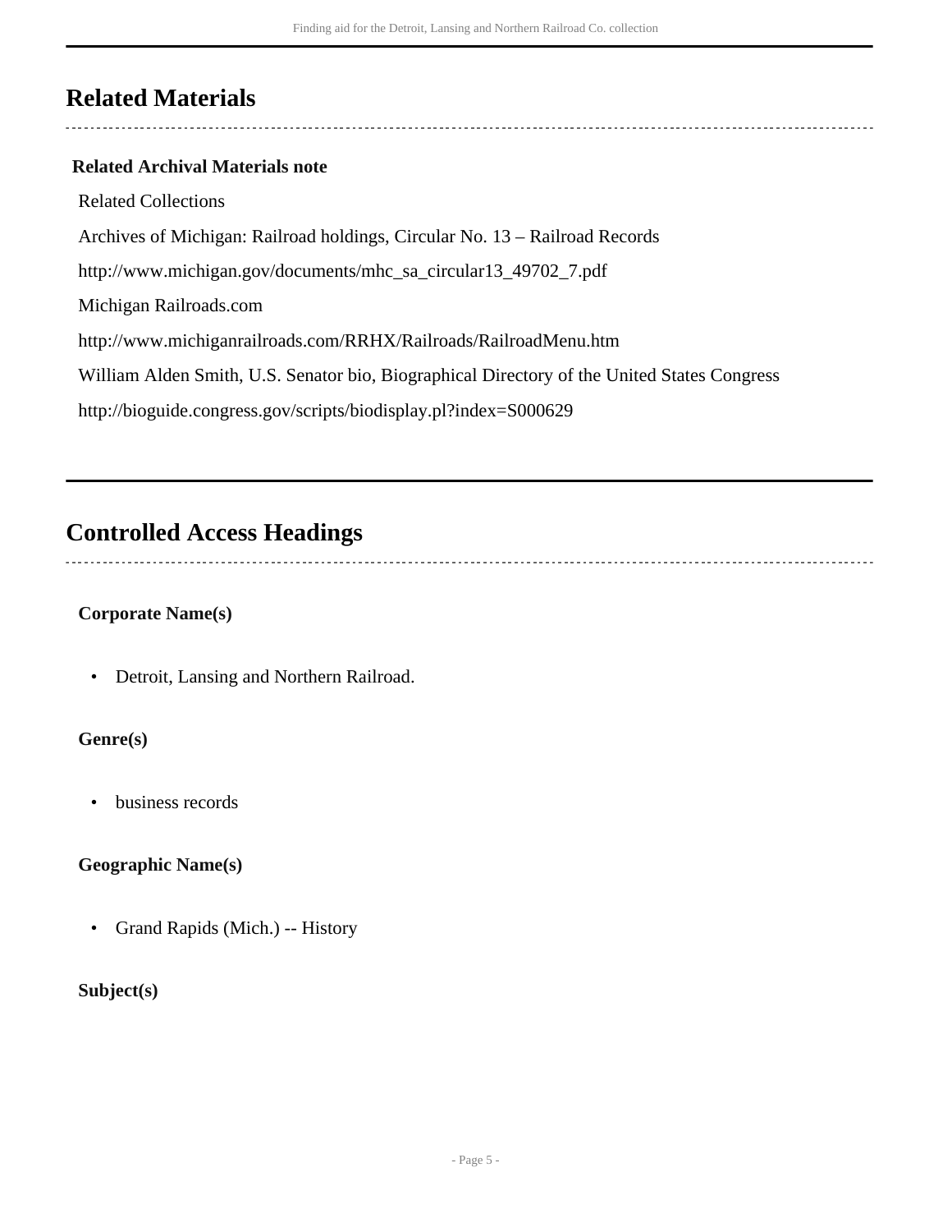## Related Materials

**Related Archival Materials note**

Related Collections

Archives of Michigan: Railroad holdings, Circular No. 13 – Railroad Records

http://www.michigan.gov/documents/mhc_sa_circular13_49702_7.pdf

Michigan Railroads.com

http://www.michiganrailroads.com/RRHX/Railroads/RailroadMenu.htm

William Alden Smith, U.S. Senator bio, Biographical Directory of the United States Congress

http://bioguide.congress.gov/scripts/biodisplay.pl?index=S000629

## Controlled Access Headings

**Corporate Name(s)**

- Detroit, Lansing and Northern Railroad.

**Genre(s)**

- business records

**Geographic Name(s)**

- Grand Rapids (Mich.) -- History

**Subject(s)**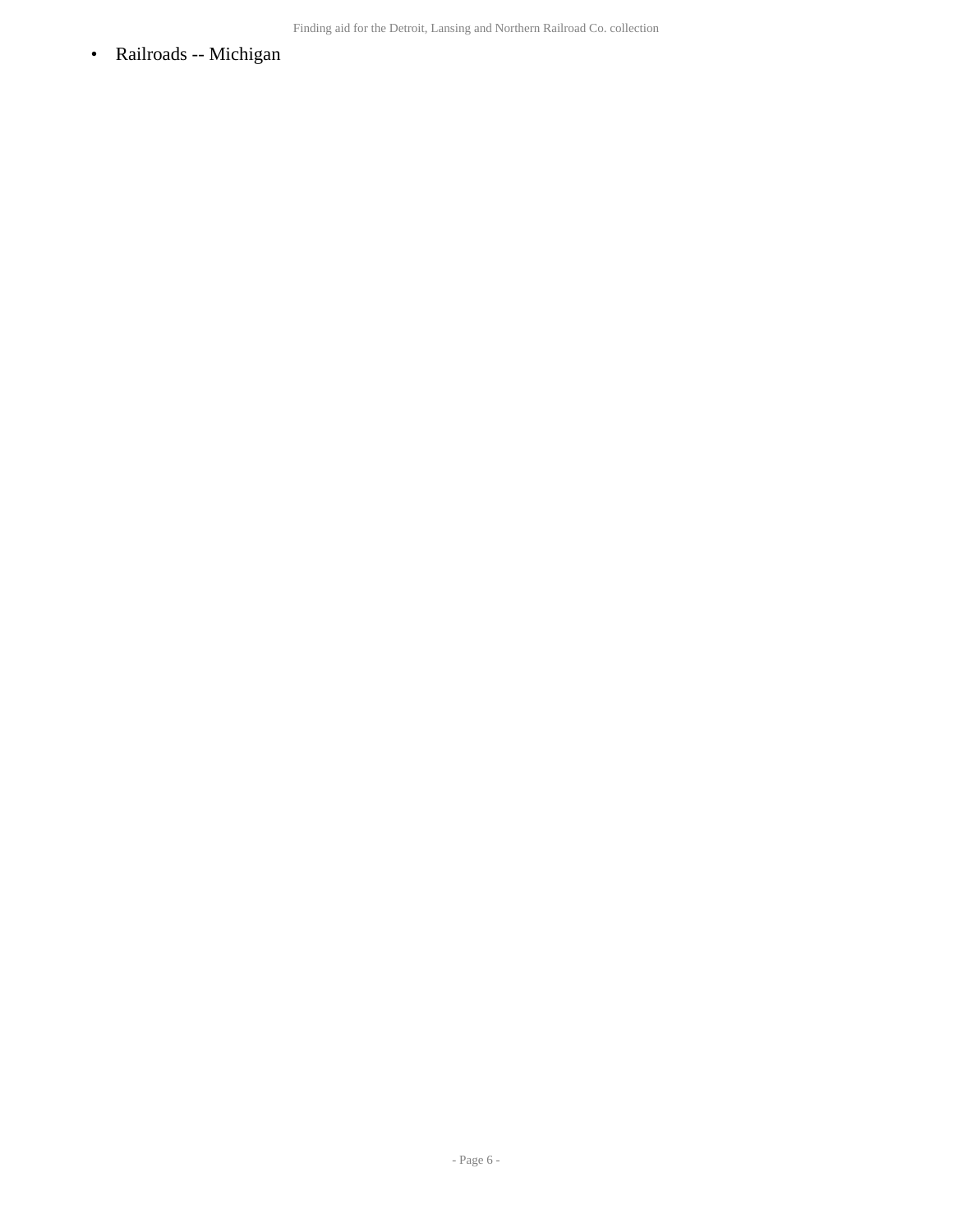- Railroads -- Michigan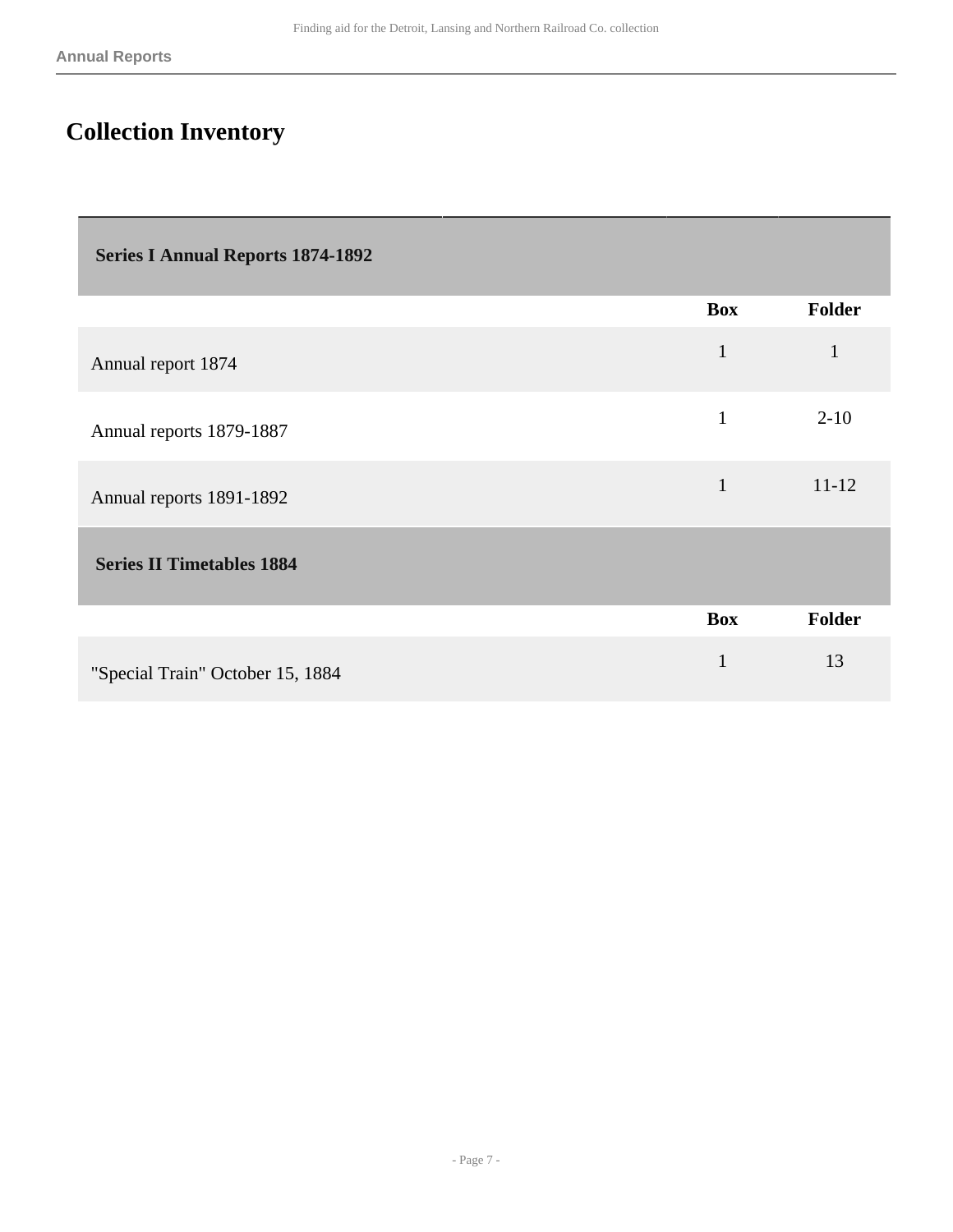## Collection Inventory

| Series I Annual Reports 1874-1892 | | |
|---|---|---|
| | **Box** | **Folder** |
| Annual report 1874 | 1 | 1 |
| Annual reports 1879-1887 | 1 | 2-10 |
| Annual reports 1891-1892 | 1 | 11-12 |

| Series II Timetables 1884 | | |
|---|---|---|
| | **Box** | **Folder** |
| "Special Train" October 15, 1884 | 1 | 13 |